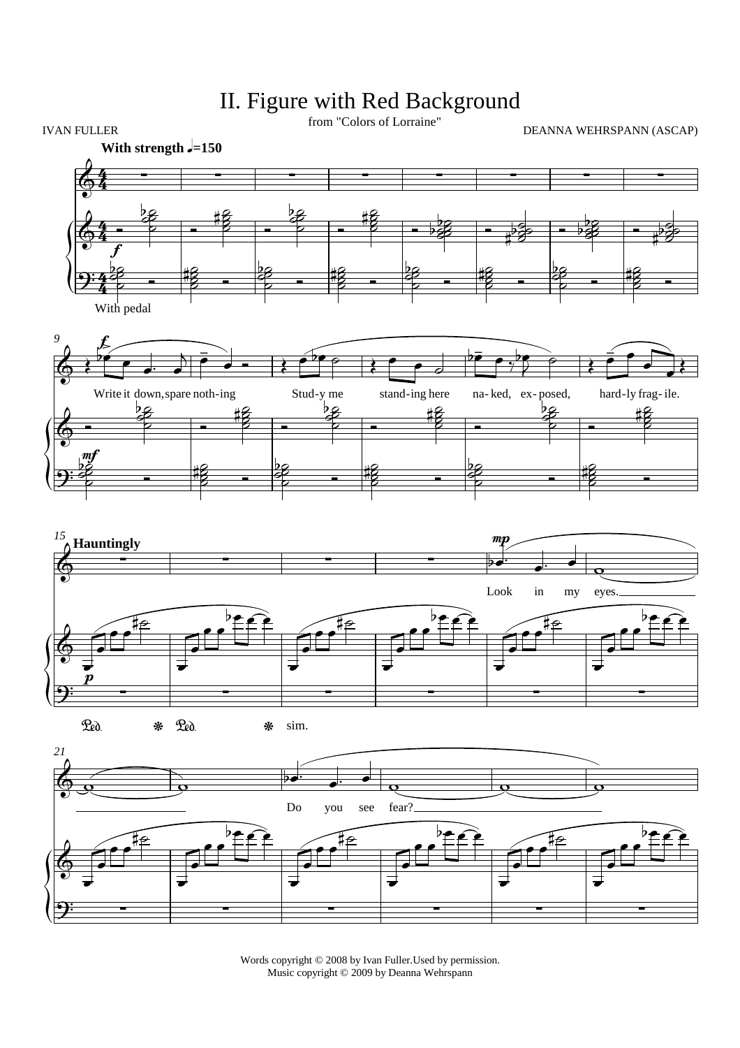# II. Figure with Red Background

from "Colors of Lorraine"

IVAN FULLER

DEANNA WEHRSPANN (ASCAP)

**With strength** ♩=150

With pedal

Write it down, spare noth-ing Stud-y me stand-ing here na-ked, ex-posed, hard-ly frag-ile.

**Hauntingly**

Look in my eyes.

Do you see fear?

Words copyright © 2008 by Ivan Fuller. Used by permission.
Music copyright © 2009 by Deanna Wehrspann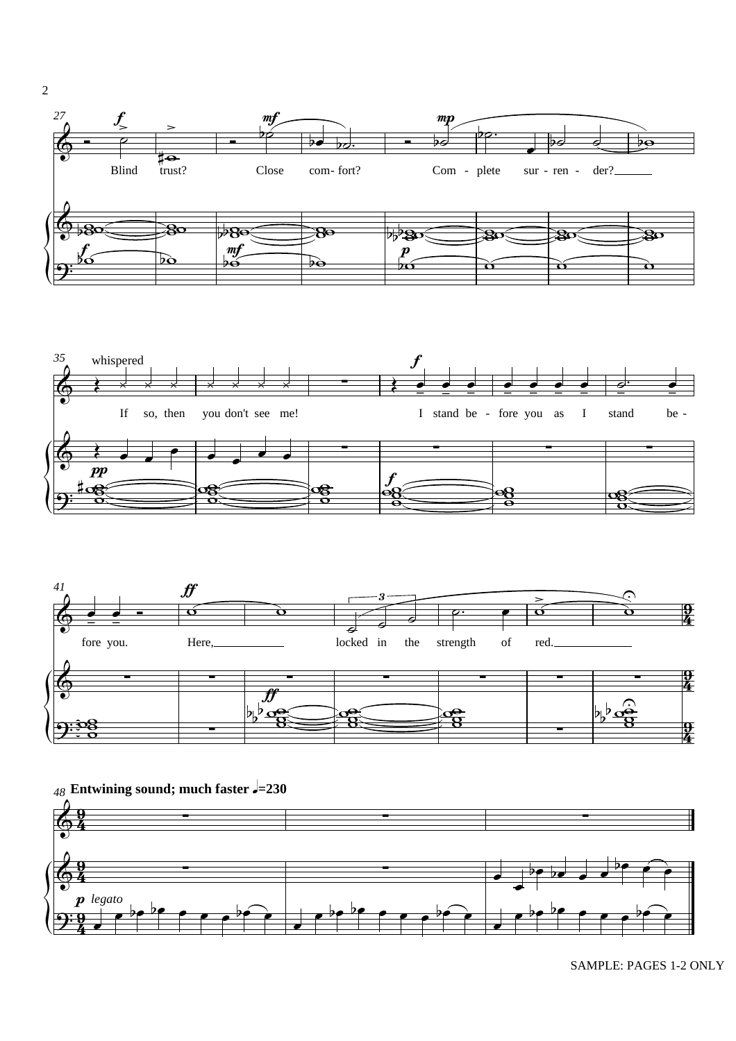Blind trust? Close com- fort? Com - plete sur - ren - der?

whispered

If so, then you don't see me! I stand be - fore you as I stand be - fore you. Here, locked in the strength of red.

**Entwining sound; much faster** ♩=230

*legato*